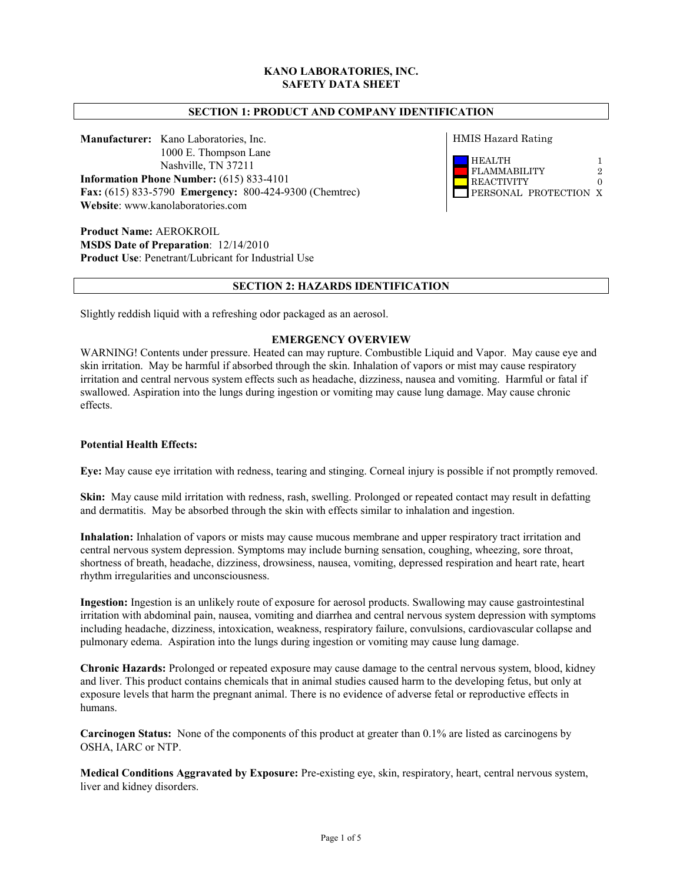**KANO LABORATORIES, INC.**
**SAFETY DATA SHEET**

## SECTION 1: PRODUCT AND COMPANY IDENTIFICATION

**Manufacturer:** Kano Laboratories, Inc.
1000 E. Thompson Lane
Nashville, TN 37211
**Information Phone Number:** (615) 833-4101
**Fax:** (615) 833-5790 **Emergency:** 800-424-9300 (Chemtrec)
**Website**: www.kanolaboratories.com

HMIS Hazard Rating

| | |
|---|---|
| HEALTH | 1 |
| FLAMMABILITY | 2 |
| REACTIVITY | 0 |
| PERSONAL PROTECTION | X |

**Product Name:** AEROKROIL
**MSDS Date of Preparation**: 12/14/2010
**Product Use**: Penetrant/Lubricant for Industrial Use

## SECTION 2: HAZARDS IDENTIFICATION

Slightly reddish liquid with a refreshing odor packaged as an aerosol.

### EMERGENCY OVERVIEW

WARNING! Contents under pressure. Heated can may rupture. Combustible Liquid and Vapor. May cause eye and skin irritation. May be harmful if absorbed through the skin. Inhalation of vapors or mist may cause respiratory irritation and central nervous system effects such as headache, dizziness, nausea and vomiting. Harmful or fatal if swallowed. Aspiration into the lungs during ingestion or vomiting may cause lung damage. May cause chronic effects.

**Potential Health Effects:**

**Eye:** May cause eye irritation with redness, tearing and stinging. Corneal injury is possible if not promptly removed.

**Skin:** May cause mild irritation with redness, rash, swelling. Prolonged or repeated contact may result in defatting and dermatitis. May be absorbed through the skin with effects similar to inhalation and ingestion.

**Inhalation:** Inhalation of vapors or mists may cause mucous membrane and upper respiratory tract irritation and central nervous system depression. Symptoms may include burning sensation, coughing, wheezing, sore throat, shortness of breath, headache, dizziness, drowsiness, nausea, vomiting, depressed respiration and heart rate, heart rhythm irregularities and unconsciousness.

**Ingestion:** Ingestion is an unlikely route of exposure for aerosol products. Swallowing may cause gastrointestinal irritation with abdominal pain, nausea, vomiting and diarrhea and central nervous system depression with symptoms including headache, dizziness, intoxication, weakness, respiratory failure, convulsions, cardiovascular collapse and pulmonary edema. Aspiration into the lungs during ingestion or vomiting may cause lung damage.

**Chronic Hazards:** Prolonged or repeated exposure may cause damage to the central nervous system, blood, kidney and liver. This product contains chemicals that in animal studies caused harm to the developing fetus, but only at exposure levels that harm the pregnant animal. There is no evidence of adverse fetal or reproductive effects in humans.

**Carcinogen Status:** None of the components of this product at greater than 0.1% are listed as carcinogens by OSHA, IARC or NTP.

**Medical Conditions Aggravated by Exposure:** Pre-existing eye, skin, respiratory, heart, central nervous system, liver and kidney disorders.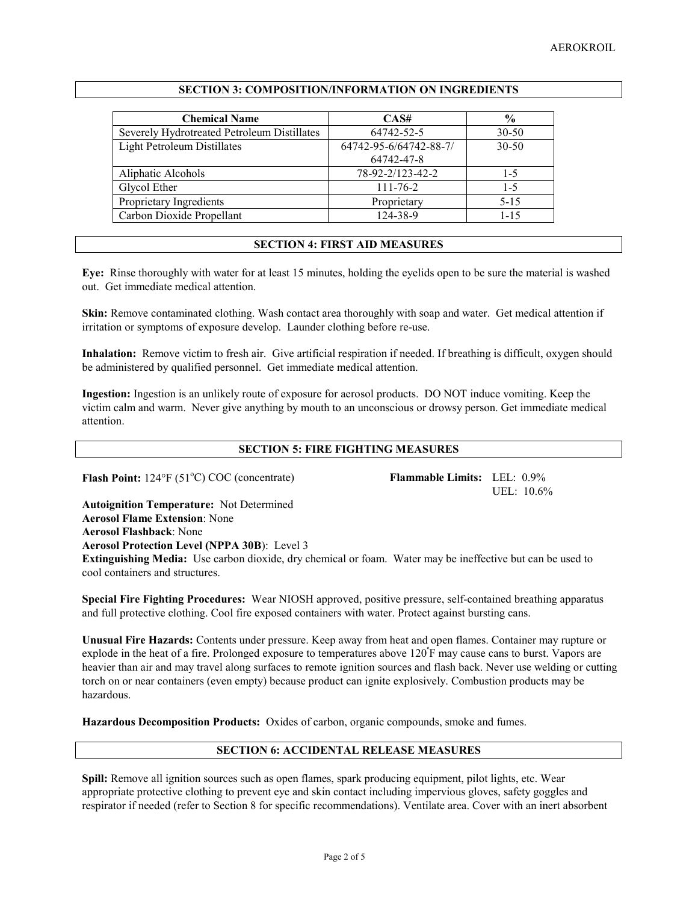## SECTION 3: COMPOSITION/INFORMATION ON INGREDIENTS

| Chemical Name | CAS# | % |
|---|---|---|
| Severely Hydrotreated Petroleum Distillates | 64742-52-5 | 30-50 |
| Light Petroleum Distillates | 64742-95-6/64742-88-7/ 64742-47-8 | 30-50 |
| Aliphatic Alcohols | 78-92-2/123-42-2 | 1-5 |
| Glycol Ether | 111-76-2 | 1-5 |
| Proprietary Ingredients | Proprietary | 5-15 |
| Carbon Dioxide Propellant | 124-38-9 | 1-15 |

## SECTION 4: FIRST AID MEASURES

**Eye:** Rinse thoroughly with water for at least 15 minutes, holding the eyelids open to be sure the material is washed out. Get immediate medical attention.

**Skin:** Remove contaminated clothing. Wash contact area thoroughly with soap and water. Get medical attention if irritation or symptoms of exposure develop. Launder clothing before re-use.

**Inhalation:** Remove victim to fresh air. Give artificial respiration if needed. If breathing is difficult, oxygen should be administered by qualified personnel. Get immediate medical attention.

**Ingestion:** Ingestion is an unlikely route of exposure for aerosol products. DO NOT induce vomiting. Keep the victim calm and warm. Never give anything by mouth to an unconscious or drowsy person. Get immediate medical attention.

## SECTION 5: FIRE FIGHTING MEASURES

**Flash Point:** 124°F (51°C) COC (concentrate)

**Flammable Limits:** LEL: 0.9%
UEL: 10.6%

**Autoignition Temperature:** Not Determined
**Aerosol Flame Extension**: None
**Aerosol Flashback**: None
**Aerosol Protection Level (NPPA 30B)**: Level 3
**Extinguishing Media:** Use carbon dioxide, dry chemical or foam. Water may be ineffective but can be used to cool containers and structures.

**Special Fire Fighting Procedures:** Wear NIOSH approved, positive pressure, self-contained breathing apparatus and full protective clothing. Cool fire exposed containers with water. Protect against bursting cans.

**Unusual Fire Hazards:** Contents under pressure. Keep away from heat and open flames. Container may rupture or explode in the heat of a fire. Prolonged exposure to temperatures above 120°F may cause cans to burst. Vapors are heavier than air and may travel along surfaces to remote ignition sources and flash back. Never use welding or cutting torch on or near containers (even empty) because product can ignite explosively. Combustion products may be hazardous.

**Hazardous Decomposition Products:** Oxides of carbon, organic compounds, smoke and fumes.

## SECTION 6: ACCIDENTAL RELEASE MEASURES

**Spill:** Remove all ignition sources such as open flames, spark producing equipment, pilot lights, etc. Wear appropriate protective clothing to prevent eye and skin contact including impervious gloves, safety goggles and respirator if needed (refer to Section 8 for specific recommendations). Ventilate area. Cover with an inert absorbent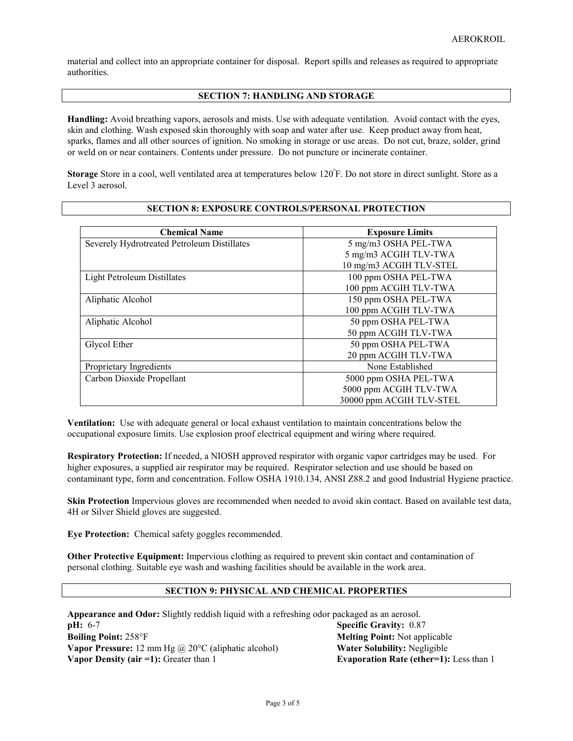material and collect into an appropriate container for disposal. Report spills and releases as required to appropriate authorities.

## SECTION 7: HANDLING AND STORAGE

**Handling:** Avoid breathing vapors, aerosols and mists. Use with adequate ventilation. Avoid contact with the eyes, skin and clothing. Wash exposed skin thoroughly with soap and water after use. Keep product away from heat, sparks, flames and all other sources of ignition. No smoking in storage or use areas. Do not cut, braze, solder, grind or weld on or near containers. Contents under pressure. Do not puncture or incinerate container.

**Storage** Store in a cool, well ventilated area at temperatures below 120°F. Do not store in direct sunlight. Store as a Level 3 aerosol.

## SECTION 8: EXPOSURE CONTROLS/PERSONAL PROTECTION

| Chemical Name | Exposure Limits |
|---|---|
| Severely Hydrotreated Petroleum Distillates | 5 mg/m3 OSHA PEL-TWA<br>5 mg/m3 ACGIH TLV-TWA<br>10 mg/m3 ACGIH TLV-STEL |
| Light Petroleum Distillates | 100 ppm OSHA PEL-TWA<br>100 ppm ACGIH TLV-TWA |
| Aliphatic Alcohol | 150 ppm OSHA PEL-TWA<br>100 ppm ACGIH TLV-TWA |
| Aliphatic Alcohol | 50 ppm OSHA PEL-TWA<br>50 ppm ACGIH TLV-TWA |
| Glycol Ether | 50 ppm OSHA PEL-TWA<br>20 ppm ACGIH TLV-TWA |
| Proprietary Ingredients | None Established |
| Carbon Dioxide Propellant | 5000 ppm OSHA PEL-TWA<br>5000 ppm ACGIH TLV-TWA<br>30000 ppm ACGIH TLV-STEL |

**Ventilation:** Use with adequate general or local exhaust ventilation to maintain concentrations below the occupational exposure limits. Use explosion proof electrical equipment and wiring where required.

**Respiratory Protection:** If needed, a NIOSH approved respirator with organic vapor cartridges may be used. For higher exposures, a supplied air respirator may be required. Respirator selection and use should be based on contaminant type, form and concentration. Follow OSHA 1910.134, ANSI Z88.2 and good Industrial Hygiene practice.

**Skin Protection** Impervious gloves are recommended when needed to avoid skin contact. Based on available test data, 4H or Silver Shield gloves are suggested.

**Eye Protection:** Chemical safety goggles recommended.

**Other Protective Equipment:** Impervious clothing as required to prevent skin contact and contamination of personal clothing. Suitable eye wash and washing facilities should be available in the work area.

## SECTION 9: PHYSICAL AND CHEMICAL PROPERTIES

**Appearance and Odor:** Slightly reddish liquid with a refreshing odor packaged as an aerosol.

**pH:** 6-7

**Specific Gravity:** 0.87

**Boiling Point:** 258°F

**Melting Point:** Not applicable

**Vapor Pressure:** 12 mm Hg @ 20°C (aliphatic alcohol)

**Water Solubility:** Negligible

**Vapor Density (air =1):** Greater than 1

**Evaporation Rate (ether=1):** Less than 1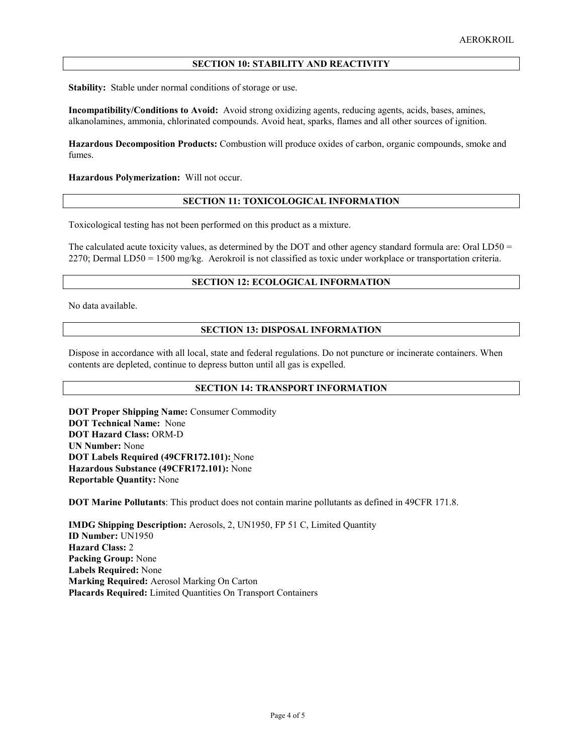## SECTION 10: STABILITY AND REACTIVITY

**Stability:** Stable under normal conditions of storage or use.

**Incompatibility/Conditions to Avoid:** Avoid strong oxidizing agents, reducing agents, acids, bases, amines, alkanolamines, ammonia, chlorinated compounds. Avoid heat, sparks, flames and all other sources of ignition.

**Hazardous Decomposition Products:** Combustion will produce oxides of carbon, organic compounds, smoke and fumes.

**Hazardous Polymerization:** Will not occur.

## SECTION 11: TOXICOLOGICAL INFORMATION

Toxicological testing has not been performed on this product as a mixture.

The calculated acute toxicity values, as determined by the DOT and other agency standard formula are: Oral LD50 = 2270; Dermal LD50 = 1500 mg/kg. Aerokroil is not classified as toxic under workplace or transportation criteria.

## SECTION 12: ECOLOGICAL INFORMATION

No data available.

## SECTION 13: DISPOSAL INFORMATION

Dispose in accordance with all local, state and federal regulations. Do not puncture or incinerate containers. When contents are depleted, continue to depress button until all gas is expelled.

## SECTION 14: TRANSPORT INFORMATION

**DOT Proper Shipping Name:** Consumer Commodity
**DOT Technical Name:** None
**DOT Hazard Class:** ORM-D
**UN Number:** None
**DOT Labels Required (49CFR172.101):** None
**Hazardous Substance (49CFR172.101):** None
**Reportable Quantity:** None

**DOT Marine Pollutants**: This product does not contain marine pollutants as defined in 49CFR 171.8.

**IMDG Shipping Description:** Aerosols, 2, UN1950, FP 51 C, Limited Quantity
**ID Number:** UN1950
**Hazard Class:** 2
**Packing Group:** None
**Labels Required:** None
**Marking Required:** Aerosol Marking On Carton
**Placards Required:** Limited Quantities On Transport Containers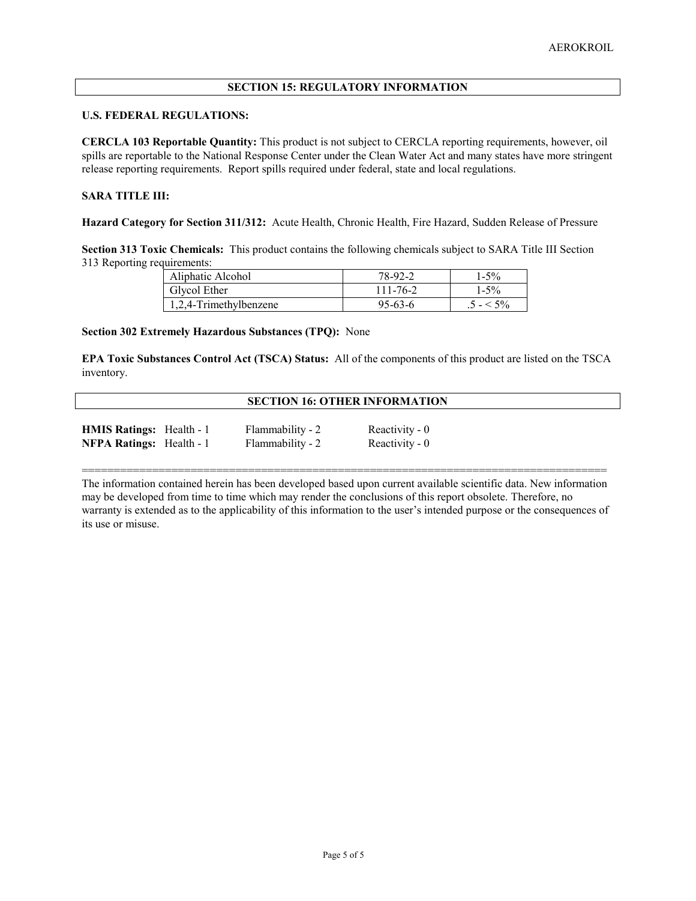## SECTION 15: REGULATORY INFORMATION

**U.S. FEDERAL REGULATIONS:**

**CERCLA 103 Reportable Quantity:** This product is not subject to CERCLA reporting requirements, however, oil spills are reportable to the National Response Center under the Clean Water Act and many states have more stringent release reporting requirements. Report spills required under federal, state and local regulations.

**SARA TITLE III:**

**Hazard Category for Section 311/312:** Acute Health, Chronic Health, Fire Hazard, Sudden Release of Pressure

**Section 313 Toxic Chemicals:** This product contains the following chemicals subject to SARA Title III Section 313 Reporting requirements:

| | | |
|---|---|---|
| Aliphatic Alcohol | 78-92-2 | 1-5% |
| Glycol Ether | 111-76-2 | 1-5% |
| 1,2,4-Trimethylbenzene | 95-63-6 | .5 - < 5% |

**Section 302 Extremely Hazardous Substances (TPQ):** None

**EPA Toxic Substances Control Act (TSCA) Status:** All of the components of this product are listed on the TSCA inventory.

## SECTION 16: OTHER INFORMATION

| | | | |
|---|---|---|---|
| **HMIS Ratings:** | Health - 1 | Flammability - 2 | Reactivity - 0 |
| **NFPA Ratings:** | Health - 1 | Flammability - 2 | Reactivity - 0 |

=================================================================================

The information contained herein has been developed based upon current available scientific data. New information may be developed from time to time which may render the conclusions of this report obsolete. Therefore, no warranty is extended as to the applicability of this information to the user's intended purpose or the consequences of its use or misuse.